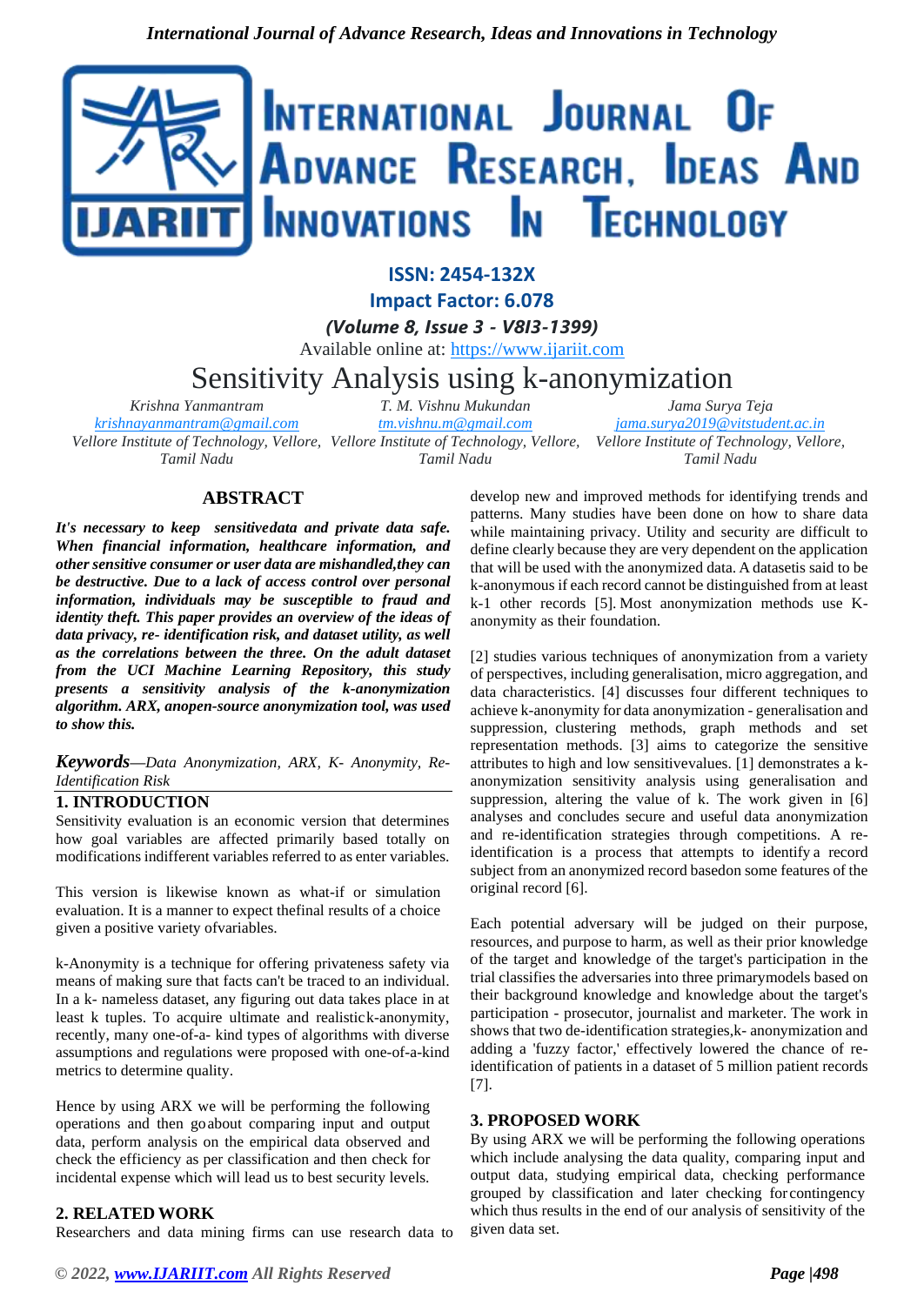ISSN: 2454-132X

Impact Factor: 6.078

*(Volume 8, Issue 3 - V8I3-1399)*

Available online at: https://www.ijariit.com

# Sensitivity Analysis using k-anonymization

*Krishna Yanmantram*
krishnayanmantram@gmail.com
*Vellore Institute of Technology, Vellore, Tamil Nadu*

*T. M. Vishnu Mukundan*
tm.vishnu.m@gmail.com
*Vellore Institute of Technology, Vellore, Tamil Nadu*

*Jama Surya Teja*
jama.surya2019@vitstudent.ac.in
*Vellore Institute of Technology, Vellore, Tamil Nadu*

## ABSTRACT

***It's necessary to keep sensitivedata and private data safe. When financial information, healthcare information, and other sensitive consumer or user data are mishandled,they can be destructive. Due to a lack of access control over personal information, individuals may be susceptible to fraud and identity theft. This paper provides an overview of the ideas of data privacy, re- identification risk, and dataset utility, as well as the correlations between the three. On the adult dataset from the UCI Machine Learning Repository, this study presents a sensitivity analysis of the k-anonymization algorithm. ARX, anopen-source anonymization tool, was used to show this.***

***Keywords****—Data Anonymization, ARX, K- Anonymity, Re-Identification Risk*

## 1. INTRODUCTION

Sensitivity evaluation is an economic version that determines how goal variables are affected primarily based totally on modifications indifferent variables referred to as enter variables.

This version is likewise known as what-if or simulation evaluation. It is a manner to expect thefinal results of a choice given a positive variety ofvariables.

k-Anonymity is a technique for offering privateness safety via means of making sure that facts can't be traced to an individual. In a k- nameless dataset, any figuring out data takes place in at least k tuples. To acquire ultimate and realistick-anonymity, recently, many one-of-a- kind types of algorithms with diverse assumptions and regulations were proposed with one-of-a-kind metrics to determine quality.

Hence by using ARX we will be performing the following operations and then goabout comparing input and output data, perform analysis on the empirical data observed and check the efficiency as per classification and then check for incidental expense which will lead us to best security levels.

## 2. RELATED WORK

Researchers and data mining firms can use research data to develop new and improved methods for identifying trends and patterns. Many studies have been done on how to share data while maintaining privacy. Utility and security are difficult to define clearly because they are very dependent on the application that will be used with the anonymized data. A datasetis said to be k-anonymous if each record cannot be distinguished from at least k-1 other records [5]. Most anonymization methods use K-anonymity as their foundation.

[2] studies various techniques of anonymization from a variety of perspectives, including generalisation, micro aggregation, and data characteristics. [4] discusses four different techniques to achieve k-anonymity for data anonymization - generalisation and suppression, clustering methods, graph methods and set representation methods. [3] aims to categorize the sensitive attributes to high and low sensitivevalues. [1] demonstrates a k-anonymization sensitivity analysis using generalisation and suppression, altering the value of k. The work given in [6] analyses and concludes secure and useful data anonymization and re-identification strategies through competitions. A re-identification is a process that attempts to identify a record subject from an anonymized record basedon some features of the original record [6].

Each potential adversary will be judged on their purpose, resources, and purpose to harm, as well as their prior knowledge of the target and knowledge of the target's participation in the trial classifies the adversaries into three primarymodels based on their background knowledge and knowledge about the target's participation - prosecutor, journalist and marketer. The work in shows that two de-identification strategies,k- anonymization and adding a 'fuzzy factor,' effectively lowered the chance of re-identification of patients in a dataset of 5 million patient records [7].

## 3. PROPOSED WORK

By using ARX we will be performing the following operations which include analysing the data quality, comparing input and output data, studying empirical data, checking performance grouped by classification and later checking forcontingency which thus results in the end of our analysis of sensitivity of the given data set.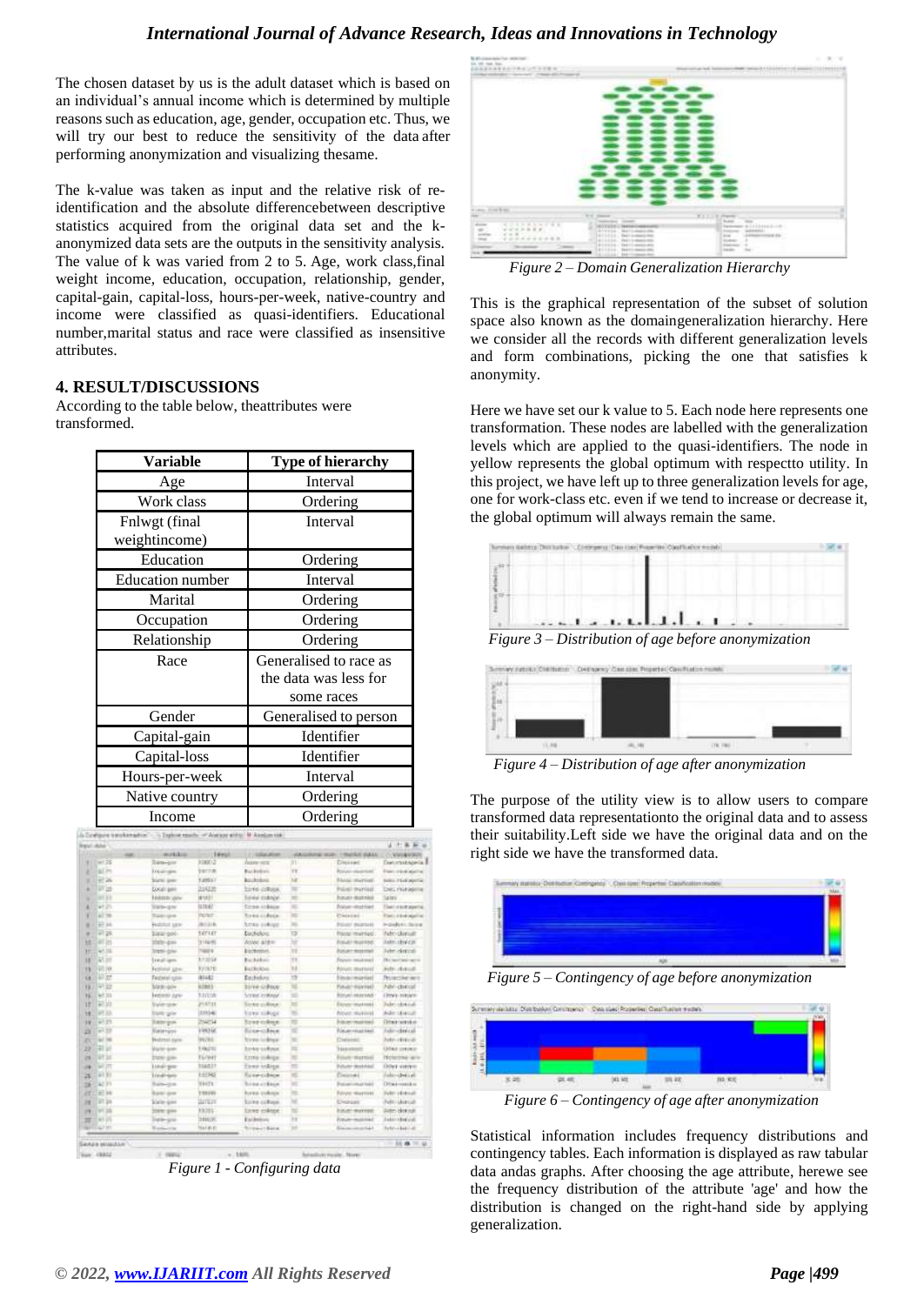The chosen dataset by us is the adult dataset which is based on an individual's annual income which is determined by multiple reasons such as education, age, gender, occupation etc. Thus, we will try our best to reduce the sensitivity of the data after performing anonymization and visualizing thesame.

The k-value was taken as input and the relative risk of re-identification and the absolute differencebetween descriptive statistics acquired from the original data set and the k-anonymized data sets are the outputs in the sensitivity analysis. The value of k was varied from 2 to 5. Age, work class,final weight income, education, occupation, relationship, gender, capital-gain, capital-loss, hours-per-week, native-country and income were classified as quasi-identifiers. Educational number,marital status and race were classified as insensitive attributes.

## 4. RESULT/DISCUSSIONS

According to the table below, theattributes were transformed.

| Variable | Type of hierarchy |
|---|---|
| Age | Interval |
| Work class | Ordering |
| Fnlwgt (final weightincome) | Interval |
| Education | Ordering |
| Education number | Interval |
| Marital | Ordering |
| Occupation | Ordering |
| Relationship | Ordering |
| Race | Generalised to race as the data was less for some races |
| Gender | Generalised to person |
| Capital-gain | Identifier |
| Capital-loss | Identifier |
| Hours-per-week | Interval |
| Native country | Ordering |
| Income | Ordering |

*Figure 1 - Configuring data*

*Figure 2 – Domain Generalization Hierarchy*

This is the graphical representation of the subset of solution space also known as the domaingeneralization hierarchy. Here we consider all the records with different generalization levels and form combinations, picking the one that satisfies k anonymity.

Here we have set our k value to 5. Each node here represents one transformation. These nodes are labelled with the generalization levels which are applied to the quasi-identifiers. The node in yellow represents the global optimum with respectto utility. In this project, we have left up to three generalization levels for age, one for work-class etc. even if we tend to increase or decrease it, the global optimum will always remain the same.

*Figure 3 – Distribution of age before anonymization*

*Figure 4 – Distribution of age after anonymization*

The purpose of the utility view is to allow users to compare transformed data representationto the original data and to assess their suitability.Left side we have the original data and on the right side we have the transformed data.

*Figure 5 – Contingency of age before anonymization*

*Figure 6 – Contingency of age after anonymization*

Statistical information includes frequency distributions and contingency tables. Each information is displayed as raw tabular data andas graphs. After choosing the age attribute, herewe see the frequency distribution of the attribute 'age' and how the distribution is changed on the right-hand side by applying generalization.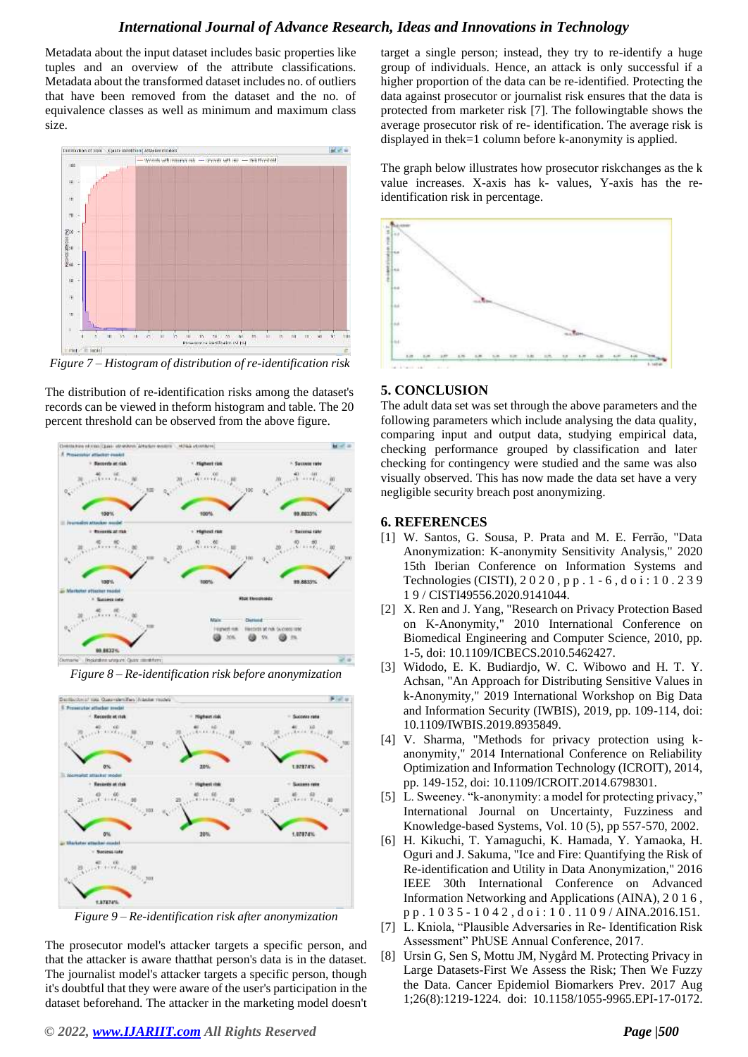Metadata about the input dataset includes basic properties like tuples and an overview of the attribute classifications. Metadata about the transformed dataset includes no. of outliers that have been removed from the dataset and the no. of equivalence classes as well as minimum and maximum class size.

Figure 7 – Histogram of distribution of re-identification risk

The distribution of re-identification risks among the dataset's records can be viewed in theform histogram and table. The 20 percent threshold can be observed from the above figure.

Figure 8 – Re-identification risk before anonymization

Figure 9 – Re-identification risk after anonymization

The prosecutor model's attacker targets a specific person, and that the attacker is aware thatthat person's data is in the dataset. The journalist model's attacker targets a specific person, though it's doubtful that they were aware of the user's participation in the dataset beforehand. The attacker in the marketing model doesn't target a single person; instead, they try to re-identify a huge group of individuals. Hence, an attack is only successful if a higher proportion of the data can be re-identified. Protecting the data against prosecutor or journalist risk ensures that the data is protected from marketer risk [7]. The followingtable shows the average prosecutor risk of re- identification. The average risk is displayed in thek=1 column before k-anonymity is applied.

The graph below illustrates how prosecutor riskchanges as the k value increases. X-axis has k- values, Y-axis has the re-identification risk in percentage.

## 5. CONCLUSION

The adult data set was set through the above parameters and the following parameters which include analysing the data quality, comparing input and output data, studying empirical data, checking performance grouped by classification and later checking for contingency were studied and the same was also visually observed. This has now made the data set have a very negligible security breach post anonymizing.

## 6. REFERENCES

[1] W. Santos, G. Sousa, P. Prata and M. E. Ferrão, "Data Anonymization: K-anonymity Sensitivity Analysis," 2020 15th Iberian Conference on Information Systems and Technologies (CISTI), 2020, pp. 1-6, doi: 10.23919/CISTI49556.2020.9141044.

[2] X. Ren and J. Yang, "Research on Privacy Protection Based on K-Anonymity," 2010 International Conference on Biomedical Engineering and Computer Science, 2010, pp. 1-5, doi: 10.1109/ICBECS.2010.5462427.

[3] Widodo, E. K. Budiardjo, W. C. Wibowo and H. T. Y. Achsan, "An Approach for Distributing Sensitive Values in k-Anonymity," 2019 International Workshop on Big Data and Information Security (IWBIS), 2019, pp. 109-114, doi: 10.1109/IWBIS.2019.8935849.

[4] V. Sharma, "Methods for privacy protection using k-anonymity," 2014 International Conference on Reliability Optimization and Information Technology (ICROIT), 2014, pp. 149-152, doi: 10.1109/ICROIT.2014.6798301.

[5] L. Sweeney. "k-anonymity: a model for protecting privacy," International Journal on Uncertainty, Fuzziness and Knowledge-based Systems, Vol. 10 (5), pp 557-570, 2002.

[6] H. Kikuchi, T. Yamaguchi, K. Hamada, Y. Yamaoka, H. Oguri and J. Sakuma, "Ice and Fire: Quantifying the Risk of Re-identification and Utility in Data Anonymization," 2016 IEEE 30th International Conference on Advanced Information Networking and Applications (AINA), 2016, pp. 1035-1042, doi: 10.1109/AINA.2016.151.

[7] L. Kniola, "Plausible Adversaries in Re- Identification Risk Assessment" PhUSE Annual Conference, 2017.

[8] Ursin G, Sen S, Mottu JM, Nygård M. Protecting Privacy in Large Datasets-First We Assess the Risk; Then We Fuzzy the Data. Cancer Epidemiol Biomarkers Prev. 2017 Aug 1;26(8):1219-1224. doi: 10.1158/1055-9965.EPI-17-0172.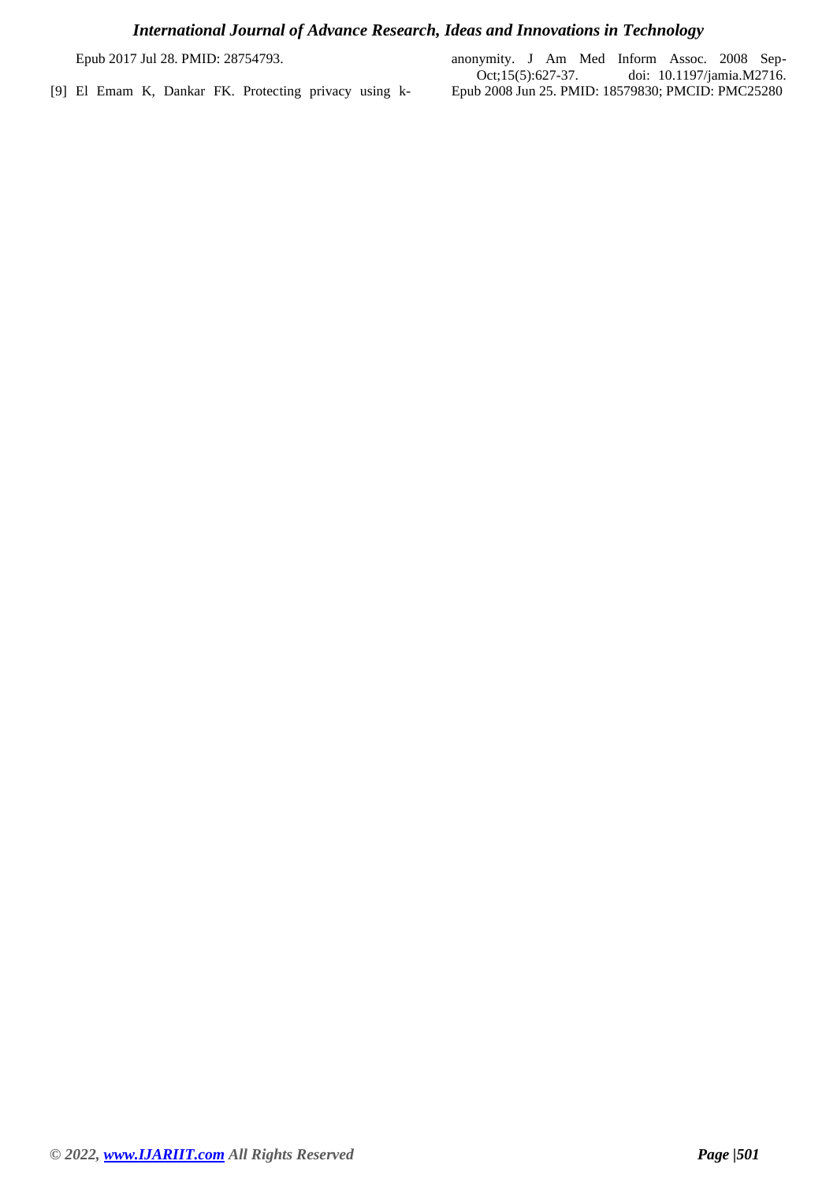Epub 2017 Jul 28. PMID: 28754793.

[9] El Emam K, Dankar FK. Protecting privacy using k-anonymity. J Am Med Inform Assoc. 2008 Sep-Oct;15(5):627-37. doi: 10.1197/jamia.M2716. Epub 2008 Jun 25. PMID: 18579830; PMCID: PMC25280